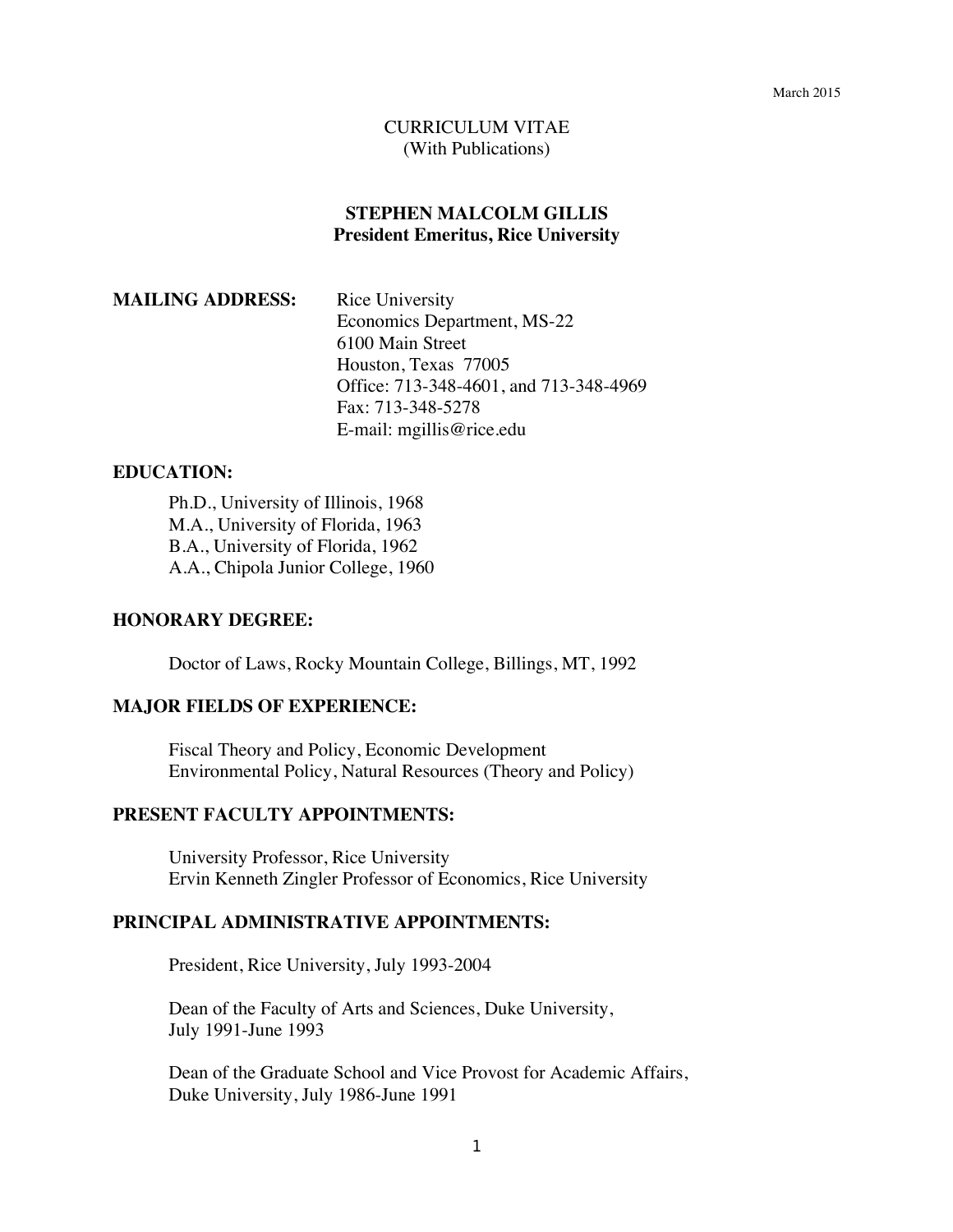March 2015

CURRICULUM VITAE
(With Publications)

# STEPHEN MALCOLM GILLIS
## President Emeritus, Rice University

**MAILING ADDRESS:**

Rice University
Economics Department, MS-22
6100 Main Street
Houston, Texas 77005
Office: 713-348-4601, and 713-348-4969
Fax: 713-348-5278
E-mail: mgillis@rice.edu

### EDUCATION:

Ph.D., University of Illinois, 1968
M.A., University of Florida, 1963
B.A., University of Florida, 1962
A.A., Chipola Junior College, 1960

### HONORARY DEGREE:

Doctor of Laws, Rocky Mountain College, Billings, MT, 1992

### MAJOR FIELDS OF EXPERIENCE:

Fiscal Theory and Policy, Economic Development
Environmental Policy, Natural Resources (Theory and Policy)

### PRESENT FACULTY APPOINTMENTS:

University Professor, Rice University
Ervin Kenneth Zingler Professor of Economics, Rice University

### PRINCIPAL ADMINISTRATIVE APPOINTMENTS:

President, Rice University, July 1993-2004

Dean of the Faculty of Arts and Sciences, Duke University,
July 1991-June 1993

Dean of the Graduate School and Vice Provost for Academic Affairs,
Duke University, July 1986-June 1991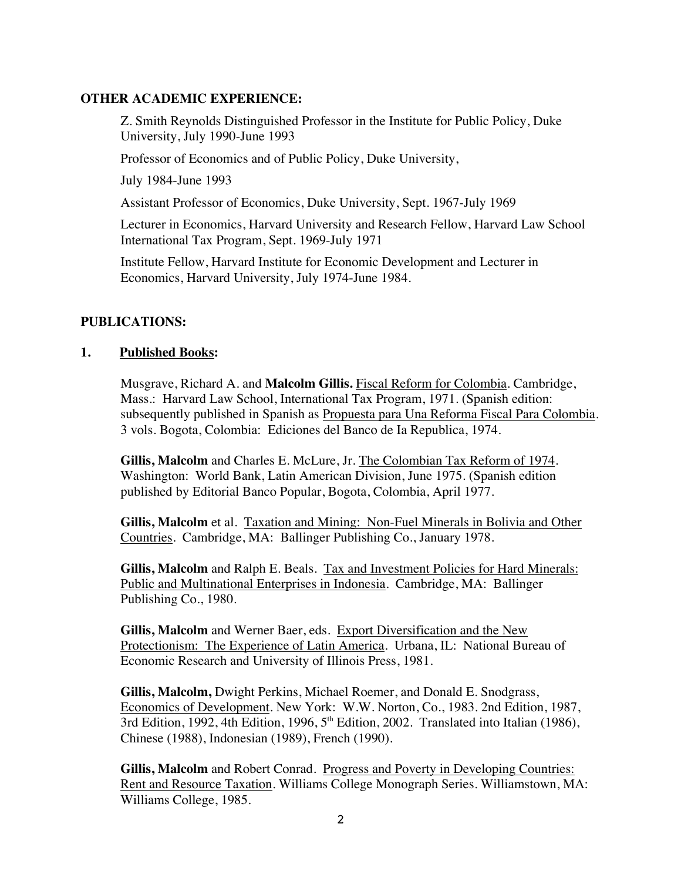**OTHER ACADEMIC EXPERIENCE:**

Z. Smith Reynolds Distinguished Professor in the Institute for Public Policy, Duke University, July 1990-June 1993

Professor of Economics and of Public Policy, Duke University,

July 1984-June 1993

Assistant Professor of Economics, Duke University, Sept. 1967-July 1969

Lecturer in Economics, Harvard University and Research Fellow, Harvard Law School International Tax Program, Sept. 1969-July 1971

Institute Fellow, Harvard Institute for Economic Development and Lecturer in Economics, Harvard University, July 1974-June 1984.

**PUBLICATIONS:**

**1. Published Books:**

Musgrave, Richard A. and **Malcolm Gillis.** Fiscal Reform for Colombia. Cambridge, Mass.: Harvard Law School, International Tax Program, 1971. (Spanish edition: subsequently published in Spanish as Propuesta para Una Reforma Fiscal Para Colombia. 3 vols. Bogota, Colombia: Ediciones del Banco de Ia Republica, 1974.

**Gillis, Malcolm** and Charles E. McLure, Jr. The Colombian Tax Reform of 1974. Washington: World Bank, Latin American Division, June 1975. (Spanish edition published by Editorial Banco Popular, Bogota, Colombia, April 1977.

**Gillis, Malcolm** et al. Taxation and Mining: Non-Fuel Minerals in Bolivia and Other Countries. Cambridge, MA: Ballinger Publishing Co., January 1978.

**Gillis, Malcolm** and Ralph E. Beals. Tax and Investment Policies for Hard Minerals: Public and Multinational Enterprises in Indonesia. Cambridge, MA: Ballinger Publishing Co., 1980.

**Gillis, Malcolm** and Werner Baer, eds. Export Diversification and the New Protectionism: The Experience of Latin America. Urbana, IL: National Bureau of Economic Research and University of Illinois Press, 1981.

**Gillis, Malcolm,** Dwight Perkins, Michael Roemer, and Donald E. Snodgrass, Economics of Development. New York: W.W. Norton, Co., 1983. 2nd Edition, 1987, 3rd Edition, 1992, 4th Edition, 1996, 5th Edition, 2002. Translated into Italian (1986), Chinese (1988), Indonesian (1989), French (1990).

**Gillis, Malcolm** and Robert Conrad. Progress and Poverty in Developing Countries: Rent and Resource Taxation. Williams College Monograph Series. Williamstown, MA: Williams College, 1985.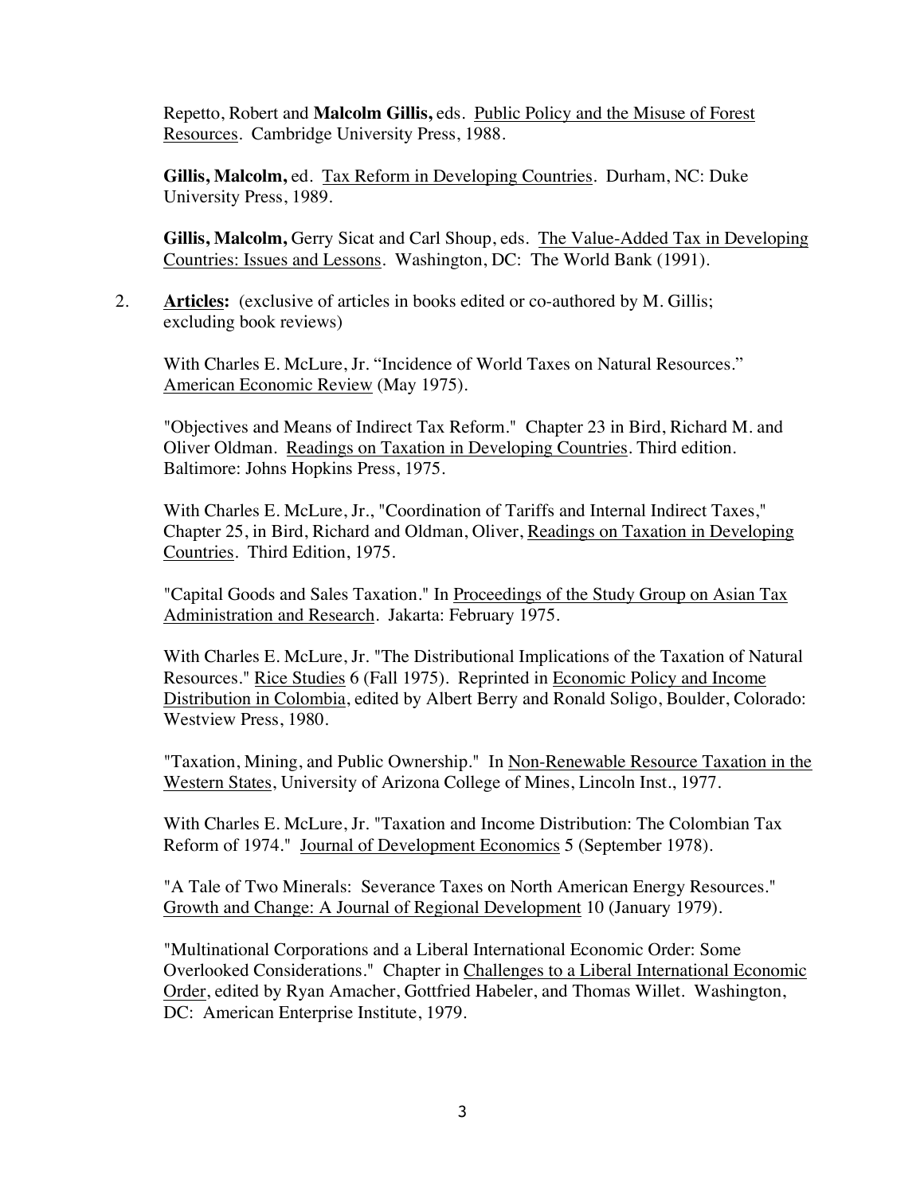Repetto, Robert and **Malcolm Gillis,** eds. Public Policy and the Misuse of Forest Resources. Cambridge University Press, 1988.

**Gillis, Malcolm,** ed. Tax Reform in Developing Countries. Durham, NC: Duke University Press, 1989.

**Gillis, Malcolm,** Gerry Sicat and Carl Shoup, eds. The Value-Added Tax in Developing Countries: Issues and Lessons. Washington, DC: The World Bank (1991).

2. **Articles:** (exclusive of articles in books edited or co-authored by M. Gillis; excluding book reviews)

With Charles E. McLure, Jr. "Incidence of World Taxes on Natural Resources." American Economic Review (May 1975).

"Objectives and Means of Indirect Tax Reform." Chapter 23 in Bird, Richard M. and Oliver Oldman. Readings on Taxation in Developing Countries. Third edition. Baltimore: Johns Hopkins Press, 1975.

With Charles E. McLure, Jr., "Coordination of Tariffs and Internal Indirect Taxes," Chapter 25, in Bird, Richard and Oldman, Oliver, Readings on Taxation in Developing Countries. Third Edition, 1975.

"Capital Goods and Sales Taxation." In Proceedings of the Study Group on Asian Tax Administration and Research. Jakarta: February 1975.

With Charles E. McLure, Jr. "The Distributional Implications of the Taxation of Natural Resources." Rice Studies 6 (Fall 1975). Reprinted in Economic Policy and Income Distribution in Colombia, edited by Albert Berry and Ronald Soligo, Boulder, Colorado: Westview Press, 1980.

"Taxation, Mining, and Public Ownership." In Non-Renewable Resource Taxation in the Western States, University of Arizona College of Mines, Lincoln Inst., 1977.

With Charles E. McLure, Jr. "Taxation and Income Distribution: The Colombian Tax Reform of 1974." Journal of Development Economics 5 (September 1978).

"A Tale of Two Minerals: Severance Taxes on North American Energy Resources." Growth and Change: A Journal of Regional Development 10 (January 1979).

"Multinational Corporations and a Liberal International Economic Order: Some Overlooked Considerations." Chapter in Challenges to a Liberal International Economic Order, edited by Ryan Amacher, Gottfried Habeler, and Thomas Willet. Washington, DC: American Enterprise Institute, 1979.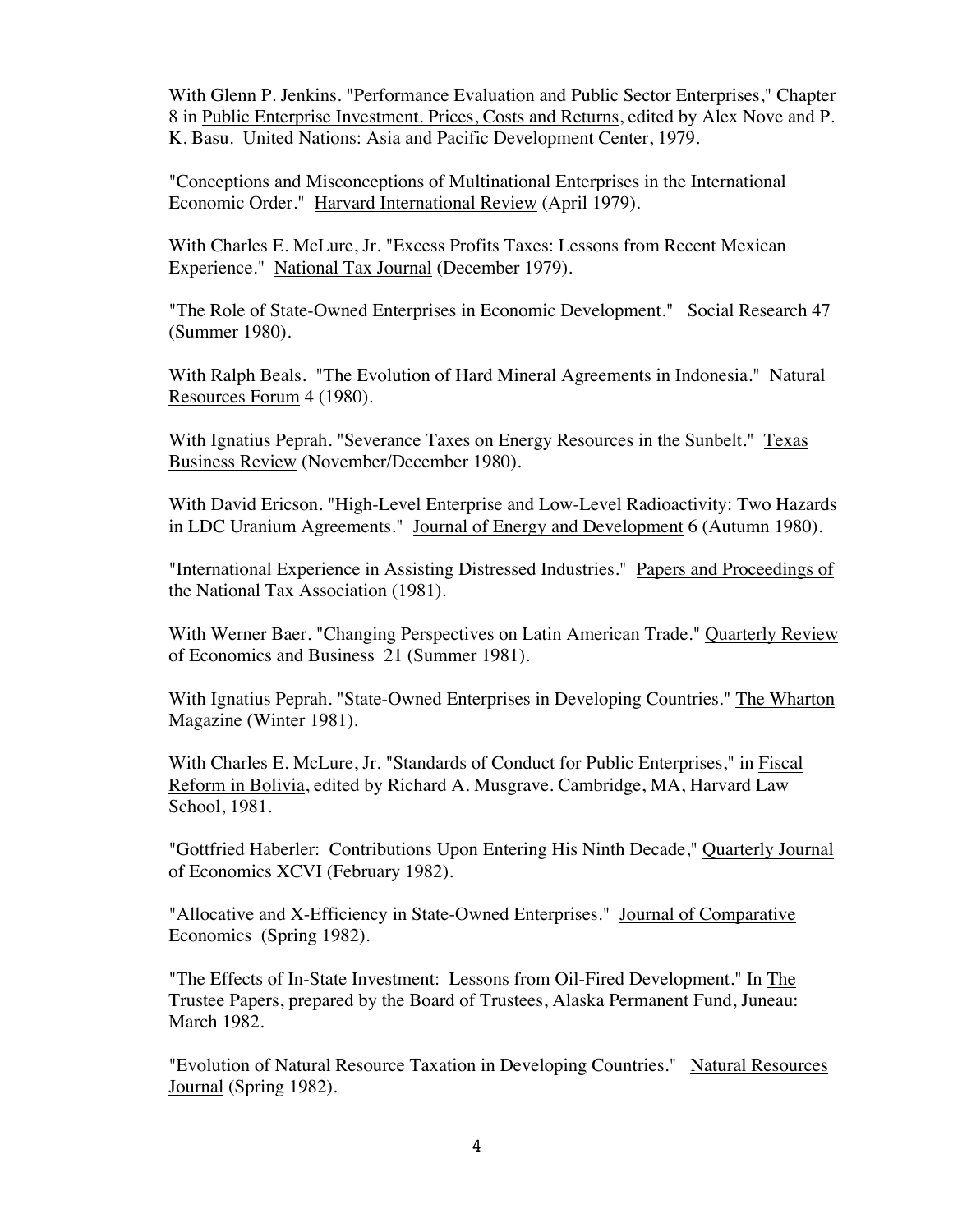With Glenn P. Jenkins. "Performance Evaluation and Public Sector Enterprises," Chapter 8 in Public Enterprise Investment. Prices, Costs and Returns, edited by Alex Nove and P. K. Basu. United Nations: Asia and Pacific Development Center, 1979.

"Conceptions and Misconceptions of Multinational Enterprises in the International Economic Order." Harvard International Review (April 1979).

With Charles E. McLure, Jr. "Excess Profits Taxes: Lessons from Recent Mexican Experience." National Tax Journal (December 1979).

"The Role of State-Owned Enterprises in Economic Development." Social Research 47 (Summer 1980).

With Ralph Beals. "The Evolution of Hard Mineral Agreements in Indonesia." Natural Resources Forum 4 (1980).

With Ignatius Peprah. "Severance Taxes on Energy Resources in the Sunbelt." Texas Business Review (November/December 1980).

With David Ericson. "High-Level Enterprise and Low-Level Radioactivity: Two Hazards in LDC Uranium Agreements." Journal of Energy and Development 6 (Autumn 1980).

"International Experience in Assisting Distressed Industries." Papers and Proceedings of the National Tax Association (1981).

With Werner Baer. "Changing Perspectives on Latin American Trade." Quarterly Review of Economics and Business 21 (Summer 1981).

With Ignatius Peprah. "State-Owned Enterprises in Developing Countries." The Wharton Magazine (Winter 1981).

With Charles E. McLure, Jr. "Standards of Conduct for Public Enterprises," in Fiscal Reform in Bolivia, edited by Richard A. Musgrave. Cambridge, MA, Harvard Law School, 1981.

"Gottfried Haberler: Contributions Upon Entering His Ninth Decade," Quarterly Journal of Economics XCVI (February 1982).

"Allocative and X-Efficiency in State-Owned Enterprises." Journal of Comparative Economics (Spring 1982).

"The Effects of In-State Investment: Lessons from Oil-Fired Development." In The Trustee Papers, prepared by the Board of Trustees, Alaska Permanent Fund, Juneau: March 1982.

"Evolution of Natural Resource Taxation in Developing Countries." Natural Resources Journal (Spring 1982).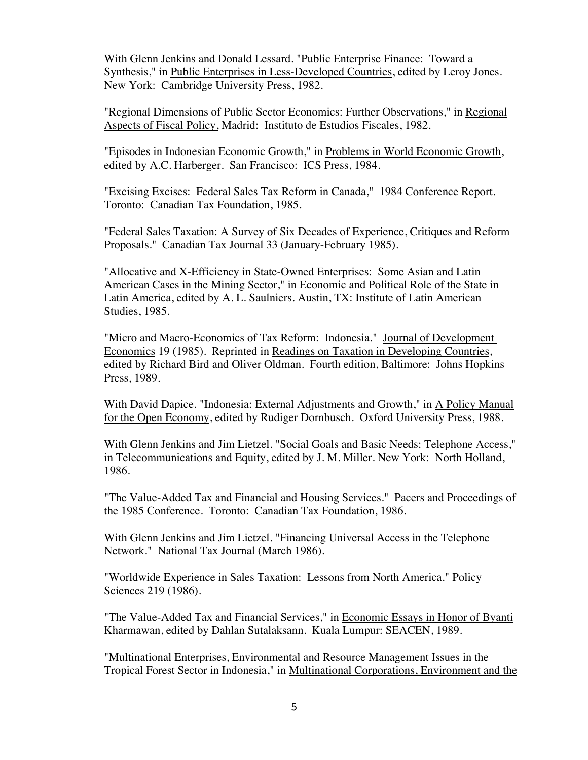With Glenn Jenkins and Donald Lessard. "Public Enterprise Finance: Toward a Synthesis," in Public Enterprises in Less-Developed Countries, edited by Leroy Jones. New York: Cambridge University Press, 1982.

"Regional Dimensions of Public Sector Economics: Further Observations," in Regional Aspects of Fiscal Policy, Madrid: Instituto de Estudios Fiscales, 1982.

"Episodes in Indonesian Economic Growth," in Problems in World Economic Growth, edited by A.C. Harberger. San Francisco: ICS Press, 1984.

"Excising Excises: Federal Sales Tax Reform in Canada," 1984 Conference Report. Toronto: Canadian Tax Foundation, 1985.

"Federal Sales Taxation: A Survey of Six Decades of Experience, Critiques and Reform Proposals." Canadian Tax Journal 33 (January-February 1985).

"Allocative and X-Efficiency in State-Owned Enterprises: Some Asian and Latin American Cases in the Mining Sector," in Economic and Political Role of the State in Latin America, edited by A. L. Saulniers. Austin, TX: Institute of Latin American Studies, 1985.

"Micro and Macro-Economics of Tax Reform: Indonesia." Journal of Development Economics 19 (1985). Reprinted in Readings on Taxation in Developing Countries, edited by Richard Bird and Oliver Oldman. Fourth edition, Baltimore: Johns Hopkins Press, 1989.

With David Dapice. "Indonesia: External Adjustments and Growth," in A Policy Manual for the Open Economy, edited by Rudiger Dornbusch. Oxford University Press, 1988.

With Glenn Jenkins and Jim Lietzel. "Social Goals and Basic Needs: Telephone Access," in Telecommunications and Equity, edited by J. M. Miller. New York: North Holland, 1986.

"The Value-Added Tax and Financial and Housing Services." Pacers and Proceedings of the 1985 Conference. Toronto: Canadian Tax Foundation, 1986.

With Glenn Jenkins and Jim Lietzel. "Financing Universal Access in the Telephone Network." National Tax Journal (March 1986).

"Worldwide Experience in Sales Taxation: Lessons from North America." Policy Sciences 219 (1986).

"The Value-Added Tax and Financial Services," in Economic Essays in Honor of Byanti Kharmawan, edited by Dahlan Sutalaksann. Kuala Lumpur: SEACEN, 1989.

"Multinational Enterprises, Environmental and Resource Management Issues in the Tropical Forest Sector in Indonesia," in Multinational Corporations, Environment and the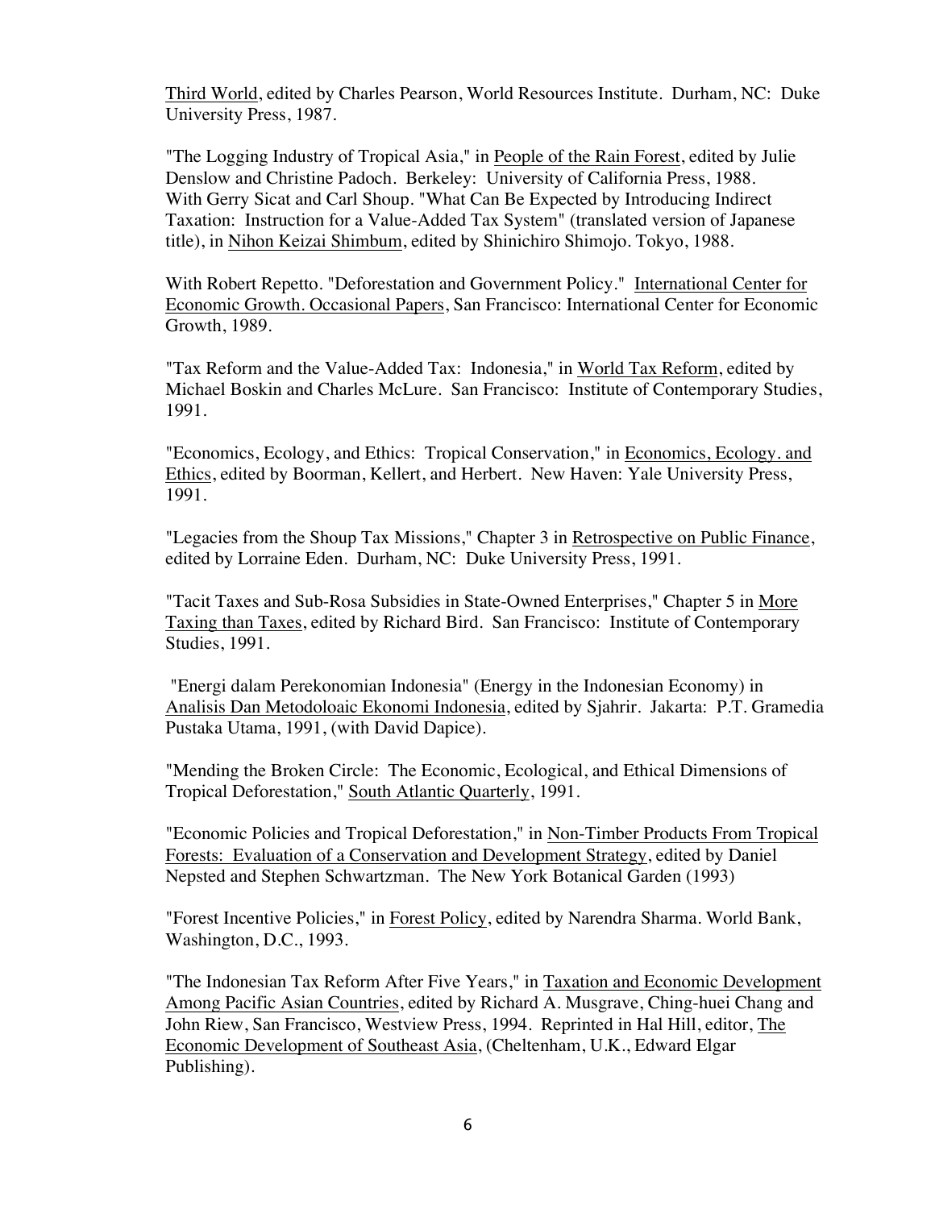Third World, edited by Charles Pearson, World Resources Institute. Durham, NC: Duke University Press, 1987.

"The Logging Industry of Tropical Asia," in People of the Rain Forest, edited by Julie Denslow and Christine Padoch. Berkeley: University of California Press, 1988.
With Gerry Sicat and Carl Shoup. "What Can Be Expected by Introducing Indirect Taxation: Instruction for a Value-Added Tax System" (translated version of Japanese title), in Nihon Keizai Shimbum, edited by Shinichiro Shimojo. Tokyo, 1988.

With Robert Repetto. "Deforestation and Government Policy." International Center for Economic Growth. Occasional Papers, San Francisco: International Center for Economic Growth, 1989.

"Tax Reform and the Value-Added Tax: Indonesia," in World Tax Reform, edited by Michael Boskin and Charles McLure. San Francisco: Institute of Contemporary Studies, 1991.

"Economics, Ecology, and Ethics: Tropical Conservation," in Economics, Ecology. and Ethics, edited by Boorman, Kellert, and Herbert. New Haven: Yale University Press, 1991.

"Legacies from the Shoup Tax Missions," Chapter 3 in Retrospective on Public Finance, edited by Lorraine Eden. Durham, NC: Duke University Press, 1991.

"Tacit Taxes and Sub-Rosa Subsidies in State-Owned Enterprises," Chapter 5 in More Taxing than Taxes, edited by Richard Bird. San Francisco: Institute of Contemporary Studies, 1991.

"Energi dalam Perekonomian Indonesia" (Energy in the Indonesian Economy) in Analisis Dan Metodoloaic Ekonomi Indonesia, edited by Sjahrir. Jakarta: P.T. Gramedia Pustaka Utama, 1991, (with David Dapice).

"Mending the Broken Circle: The Economic, Ecological, and Ethical Dimensions of Tropical Deforestation," South Atlantic Quarterly, 1991.

"Economic Policies and Tropical Deforestation," in Non-Timber Products From Tropical Forests: Evaluation of a Conservation and Development Strategy, edited by Daniel Nepsted and Stephen Schwartzman. The New York Botanical Garden (1993)

"Forest Incentive Policies," in Forest Policy, edited by Narendra Sharma. World Bank, Washington, D.C., 1993.

"The Indonesian Tax Reform After Five Years," in Taxation and Economic Development Among Pacific Asian Countries, edited by Richard A. Musgrave, Ching-huei Chang and John Riew, San Francisco, Westview Press, 1994. Reprinted in Hal Hill, editor, The Economic Development of Southeast Asia, (Cheltenham, U.K., Edward Elgar Publishing).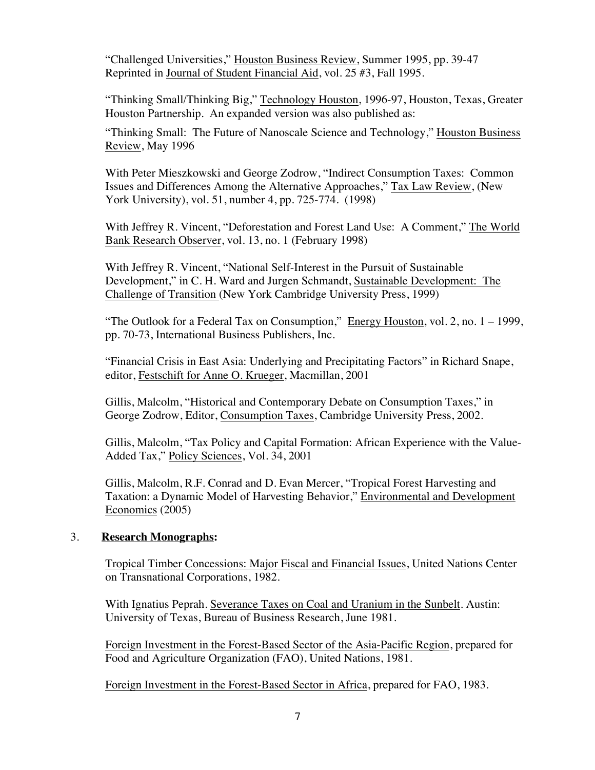"Challenged Universities," Houston Business Review, Summer 1995, pp. 39-47 Reprinted in Journal of Student Financial Aid, vol. 25 #3, Fall 1995.

"Thinking Small/Thinking Big," Technology Houston, 1996-97, Houston, Texas, Greater Houston Partnership. An expanded version was also published as:

"Thinking Small: The Future of Nanoscale Science and Technology," Houston Business Review, May 1996

With Peter Mieszkowski and George Zodrow, "Indirect Consumption Taxes: Common Issues and Differences Among the Alternative Approaches," Tax Law Review, (New York University), vol. 51, number 4, pp. 725-774. (1998)

With Jeffrey R. Vincent, "Deforestation and Forest Land Use: A Comment," The World Bank Research Observer, vol. 13, no. 1 (February 1998)

With Jeffrey R. Vincent, "National Self-Interest in the Pursuit of Sustainable Development," in C. H. Ward and Jurgen Schmandt, Sustainable Development: The Challenge of Transition (New York Cambridge University Press, 1999)

"The Outlook for a Federal Tax on Consumption," Energy Houston, vol. 2, no. 1 – 1999, pp. 70-73, International Business Publishers, Inc.

"Financial Crisis in East Asia: Underlying and Precipitating Factors" in Richard Snape, editor, Festschift for Anne O. Krueger, Macmillan, 2001

Gillis, Malcolm, "Historical and Contemporary Debate on Consumption Taxes," in George Zodrow, Editor, Consumption Taxes, Cambridge University Press, 2002.

Gillis, Malcolm, "Tax Policy and Capital Formation: African Experience with the Value-Added Tax," Policy Sciences, Vol. 34, 2001

Gillis, Malcolm, R.F. Conrad and D. Evan Mercer, "Tropical Forest Harvesting and Taxation: a Dynamic Model of Harvesting Behavior," Environmental and Development Economics (2005)

3. **Research Monographs:**

Tropical Timber Concessions: Major Fiscal and Financial Issues, United Nations Center on Transnational Corporations, 1982.

With Ignatius Peprah. Severance Taxes on Coal and Uranium in the Sunbelt. Austin: University of Texas, Bureau of Business Research, June 1981.

Foreign Investment in the Forest-Based Sector of the Asia-Pacific Region, prepared for Food and Agriculture Organization (FAO), United Nations, 1981.

Foreign Investment in the Forest-Based Sector in Africa, prepared for FAO, 1983.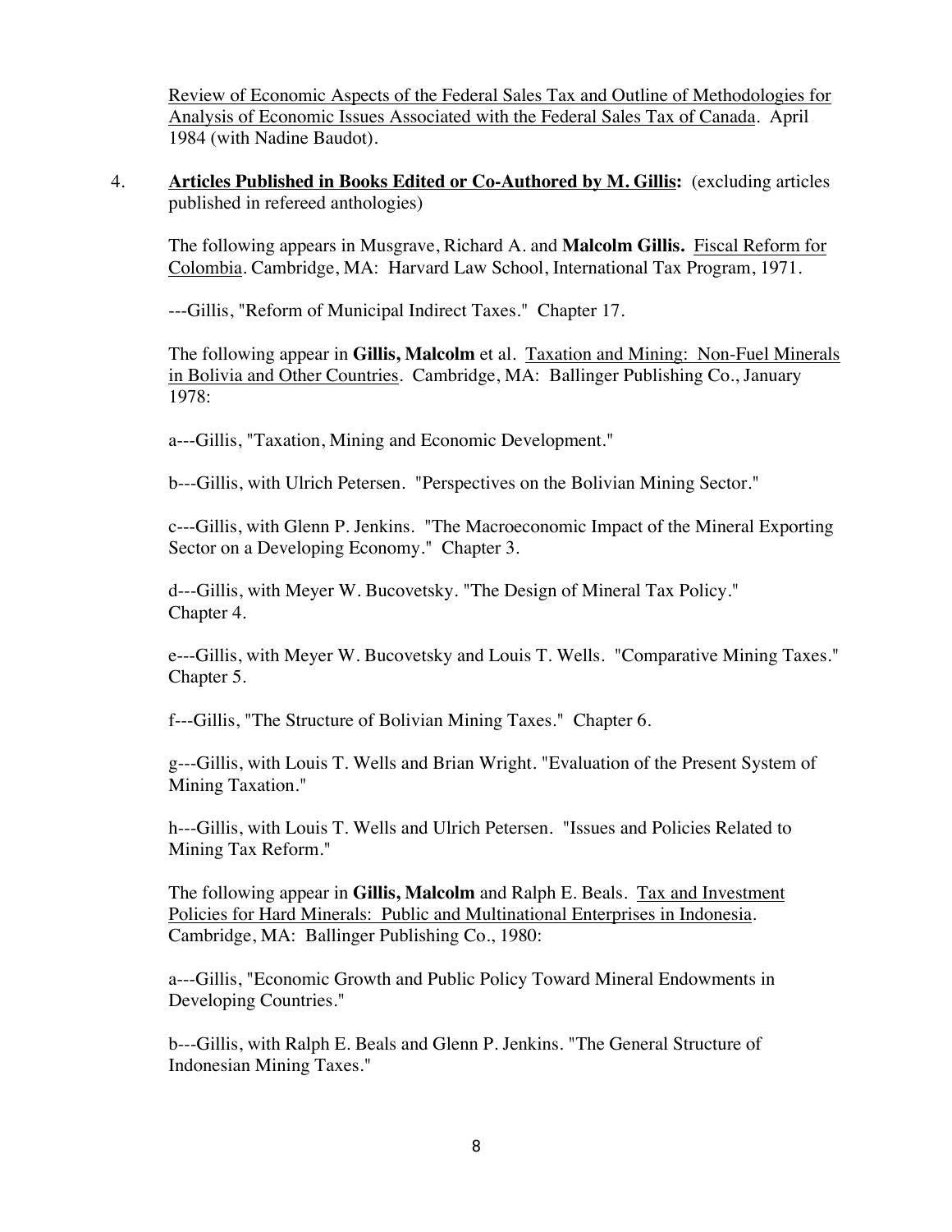Review of Economic Aspects of the Federal Sales Tax and Outline of Methodologies for Analysis of Economic Issues Associated with the Federal Sales Tax of Canada. April 1984 (with Nadine Baudot).

4. **Articles Published in Books Edited or Co-Authored by M. Gillis:** (excluding articles published in refereed anthologies)

   The following appears in Musgrave, Richard A. and **Malcolm Gillis.** Fiscal Reform for Colombia. Cambridge, MA: Harvard Law School, International Tax Program, 1971.

   ---Gillis, "Reform of Municipal Indirect Taxes." Chapter 17.

   The following appear in **Gillis, Malcolm** et al. Taxation and Mining: Non-Fuel Minerals in Bolivia and Other Countries. Cambridge, MA: Ballinger Publishing Co., January 1978:

   a---Gillis, "Taxation, Mining and Economic Development."

   b---Gillis, with Ulrich Petersen. "Perspectives on the Bolivian Mining Sector."

   c---Gillis, with Glenn P. Jenkins. "The Macroeconomic Impact of the Mineral Exporting Sector on a Developing Economy." Chapter 3.

   d---Gillis, with Meyer W. Bucovetsky. "The Design of Mineral Tax Policy." Chapter 4.

   e---Gillis, with Meyer W. Bucovetsky and Louis T. Wells. "Comparative Mining Taxes." Chapter 5.

   f---Gillis, "The Structure of Bolivian Mining Taxes." Chapter 6.

   g---Gillis, with Louis T. Wells and Brian Wright. "Evaluation of the Present System of Mining Taxation."

   h---Gillis, with Louis T. Wells and Ulrich Petersen. "Issues and Policies Related to Mining Tax Reform."

   The following appear in **Gillis, Malcolm** and Ralph E. Beals. Tax and Investment Policies for Hard Minerals: Public and Multinational Enterprises in Indonesia. Cambridge, MA: Ballinger Publishing Co., 1980:

   a---Gillis, "Economic Growth and Public Policy Toward Mineral Endowments in Developing Countries."

   b---Gillis, with Ralph E. Beals and Glenn P. Jenkins. "The General Structure of Indonesian Mining Taxes."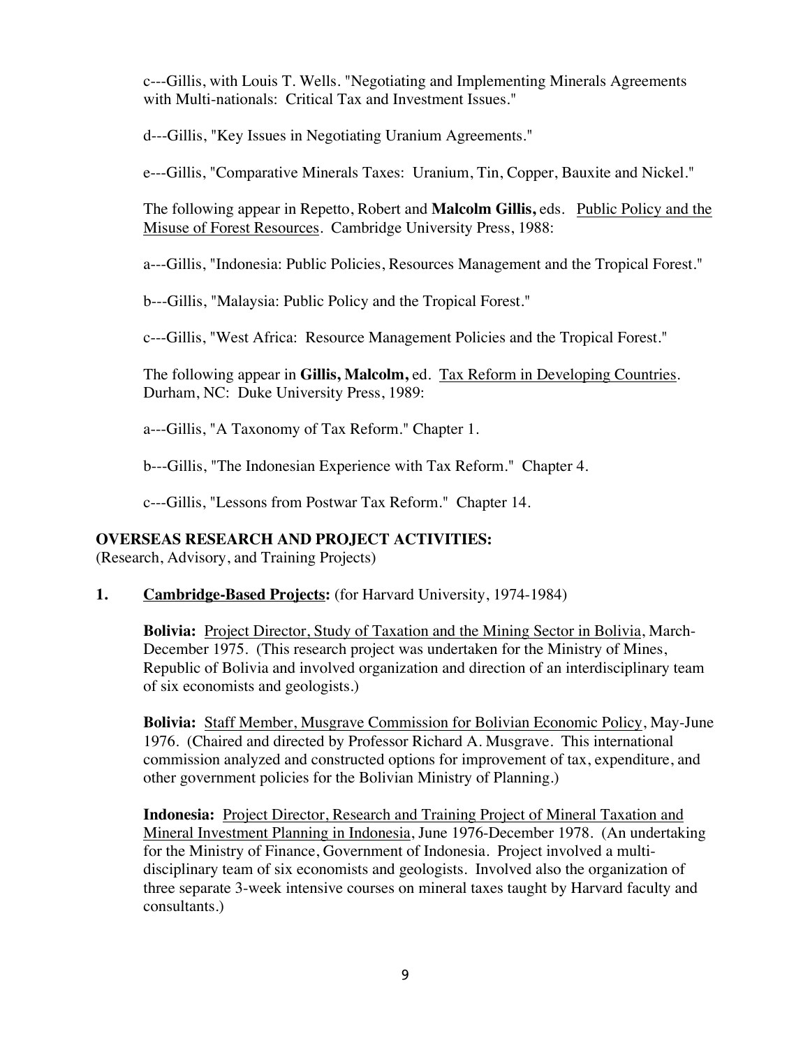c---Gillis, with Louis T. Wells. "Negotiating and Implementing Minerals Agreements with Multi-nationals: Critical Tax and Investment Issues."

d---Gillis, "Key Issues in Negotiating Uranium Agreements."

e---Gillis, "Comparative Minerals Taxes: Uranium, Tin, Copper, Bauxite and Nickel."

The following appear in Repetto, Robert and **Malcolm Gillis,** eds. <u>Public Policy and the Misuse of Forest Resources</u>. Cambridge University Press, 1988:

a---Gillis, "Indonesia: Public Policies, Resources Management and the Tropical Forest."

b---Gillis, "Malaysia: Public Policy and the Tropical Forest."

c---Gillis, "West Africa: Resource Management Policies and the Tropical Forest."

The following appear in **Gillis, Malcolm,** ed. <u>Tax Reform in Developing Countries</u>. Durham, NC: Duke University Press, 1989:

a---Gillis, "A Taxonomy of Tax Reform." Chapter 1.

b---Gillis, "The Indonesian Experience with Tax Reform." Chapter 4.

c---Gillis, "Lessons from Postwar Tax Reform." Chapter 14.

## OVERSEAS RESEARCH AND PROJECT ACTIVITIES:

(Research, Advisory, and Training Projects)

**1. <u>Cambridge-Based Projects:</u>** (for Harvard University, 1974-1984)

**Bolivia:** <u>Project Director, Study of Taxation and the Mining Sector in Bolivia</u>, March-December 1975. (This research project was undertaken for the Ministry of Mines, Republic of Bolivia and involved organization and direction of an interdisciplinary team of six economists and geologists.)

**Bolivia:** <u>Staff Member, Musgrave Commission for Bolivian Economic Policy</u>, May-June 1976. (Chaired and directed by Professor Richard A. Musgrave. This international commission analyzed and constructed options for improvement of tax, expenditure, and other government policies for the Bolivian Ministry of Planning.)

**Indonesia:** <u>Project Director, Research and Training Project of Mineral Taxation and Mineral Investment Planning in Indonesia</u>, June 1976-December 1978. (An undertaking for the Ministry of Finance, Government of Indonesia. Project involved a multi-disciplinary team of six economists and geologists. Involved also the organization of three separate 3-week intensive courses on mineral taxes taught by Harvard faculty and consultants.)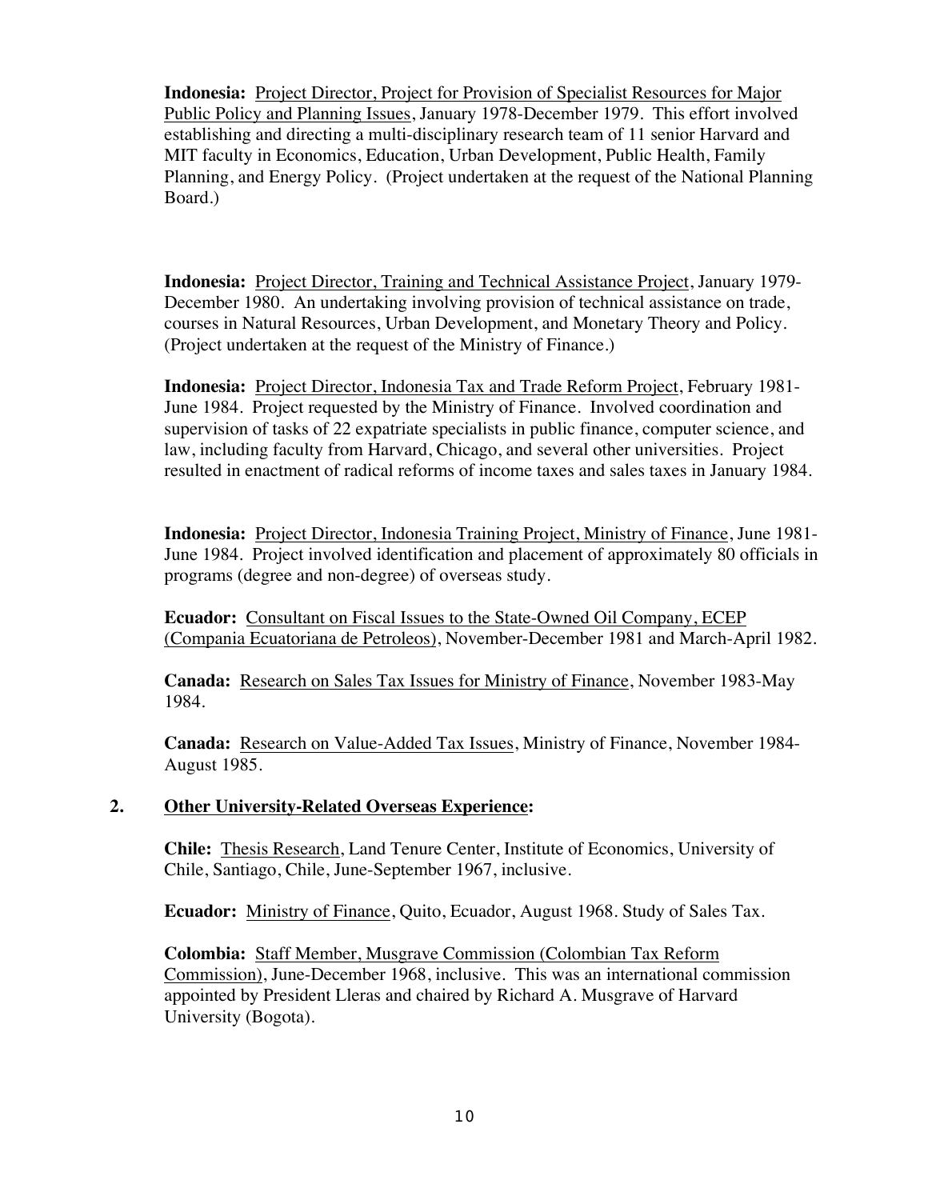**Indonesia:** Project Director, Project for Provision of Specialist Resources for Major Public Policy and Planning Issues, January 1978-December 1979. This effort involved establishing and directing a multi-disciplinary research team of 11 senior Harvard and MIT faculty in Economics, Education, Urban Development, Public Health, Family Planning, and Energy Policy. (Project undertaken at the request of the National Planning Board.)

**Indonesia:** Project Director, Training and Technical Assistance Project, January 1979-December 1980. An undertaking involving provision of technical assistance on trade, courses in Natural Resources, Urban Development, and Monetary Theory and Policy. (Project undertaken at the request of the Ministry of Finance.)

**Indonesia:** Project Director, Indonesia Tax and Trade Reform Project, February 1981-June 1984. Project requested by the Ministry of Finance. Involved coordination and supervision of tasks of 22 expatriate specialists in public finance, computer science, and law, including faculty from Harvard, Chicago, and several other universities. Project resulted in enactment of radical reforms of income taxes and sales taxes in January 1984.

**Indonesia:** Project Director, Indonesia Training Project, Ministry of Finance, June 1981-June 1984. Project involved identification and placement of approximately 80 officials in programs (degree and non-degree) of overseas study.

**Ecuador:** Consultant on Fiscal Issues to the State-Owned Oil Company, ECEP (Compania Ecuatoriana de Petroleos), November-December 1981 and March-April 1982.

**Canada:** Research on Sales Tax Issues for Ministry of Finance, November 1983-May 1984.

**Canada:** Research on Value-Added Tax Issues, Ministry of Finance, November 1984-August 1985.

## 2. Other University-Related Overseas Experience:

**Chile:** Thesis Research, Land Tenure Center, Institute of Economics, University of Chile, Santiago, Chile, June-September 1967, inclusive.

**Ecuador:** Ministry of Finance, Quito, Ecuador, August 1968. Study of Sales Tax.

**Colombia:** Staff Member, Musgrave Commission (Colombian Tax Reform Commission), June-December 1968, inclusive. This was an international commission appointed by President Lleras and chaired by Richard A. Musgrave of Harvard University (Bogota).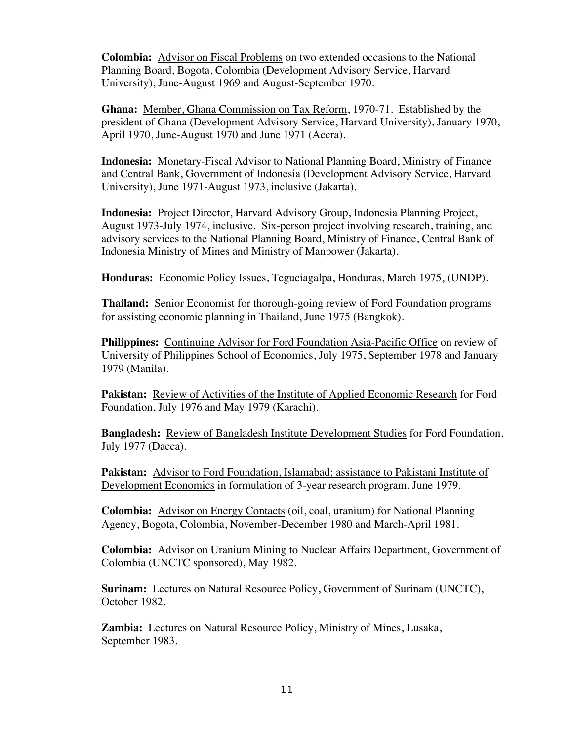**Colombia:** Advisor on Fiscal Problems on two extended occasions to the National Planning Board, Bogota, Colombia (Development Advisory Service, Harvard University), June-August 1969 and August-September 1970.

**Ghana:** Member, Ghana Commission on Tax Reform, 1970-71. Established by the president of Ghana (Development Advisory Service, Harvard University), January 1970, April 1970, June-August 1970 and June 1971 (Accra).

**Indonesia:** Monetary-Fiscal Advisor to National Planning Board, Ministry of Finance and Central Bank, Government of Indonesia (Development Advisory Service, Harvard University), June 1971-August 1973, inclusive (Jakarta).

**Indonesia:** Project Director, Harvard Advisory Group, Indonesia Planning Project, August 1973-July 1974, inclusive. Six-person project involving research, training, and advisory services to the National Planning Board, Ministry of Finance, Central Bank of Indonesia Ministry of Mines and Ministry of Manpower (Jakarta).

**Honduras:** Economic Policy Issues, Teguciagalpa, Honduras, March 1975, (UNDP).

**Thailand:** Senior Economist for thorough-going review of Ford Foundation programs for assisting economic planning in Thailand, June 1975 (Bangkok).

**Philippines:** Continuing Advisor for Ford Foundation Asia-Pacific Office on review of University of Philippines School of Economics, July 1975, September 1978 and January 1979 (Manila).

**Pakistan:** Review of Activities of the Institute of Applied Economic Research for Ford Foundation, July 1976 and May 1979 (Karachi).

**Bangladesh:** Review of Bangladesh Institute Development Studies for Ford Foundation, July 1977 (Dacca).

**Pakistan:** Advisor to Ford Foundation, Islamabad; assistance to Pakistani Institute of Development Economics in formulation of 3-year research program, June 1979.

**Colombia:** Advisor on Energy Contacts (oil, coal, uranium) for National Planning Agency, Bogota, Colombia, November-December 1980 and March-April 1981.

**Colombia:** Advisor on Uranium Mining to Nuclear Affairs Department, Government of Colombia (UNCTC sponsored), May 1982.

**Surinam:** Lectures on Natural Resource Policy, Government of Surinam (UNCTC), October 1982.

**Zambia:** Lectures on Natural Resource Policy, Ministry of Mines, Lusaka, September 1983.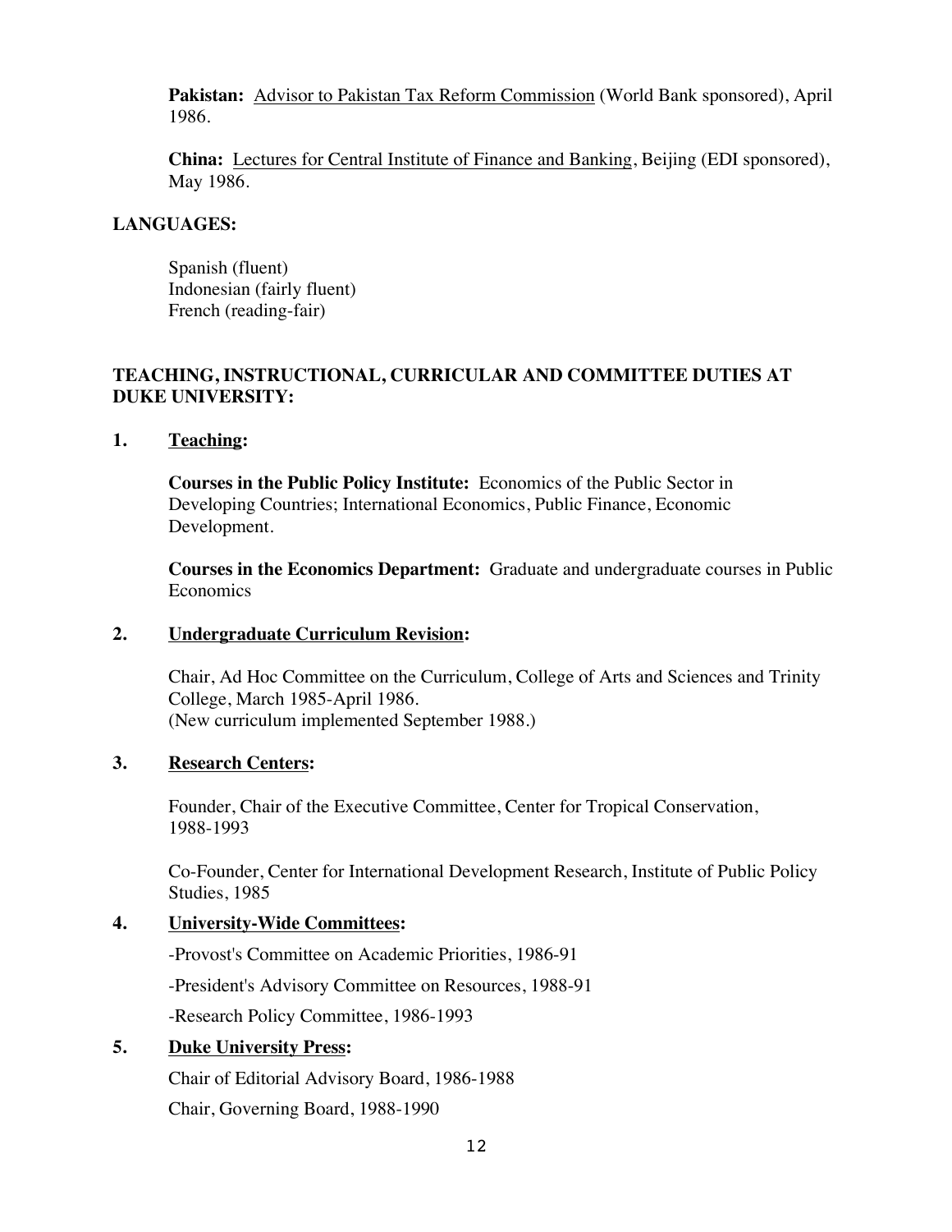**Pakistan:** <u>Advisor to Pakistan Tax Reform Commission</u> (World Bank sponsored), April 1986.

**China:** <u>Lectures for Central Institute of Finance and Banking</u>, Beijing (EDI sponsored), May 1986.

**LANGUAGES:**

Spanish (fluent)
Indonesian (fairly fluent)
French (reading-fair)

**TEACHING, INSTRUCTIONAL, CURRICULAR AND COMMITTEE DUTIES AT DUKE UNIVERSITY:**

**1. <u>Teaching</u>:**

**Courses in the Public Policy Institute:** Economics of the Public Sector in Developing Countries; International Economics, Public Finance, Economic Development.

**Courses in the Economics Department:** Graduate and undergraduate courses in Public Economics

**2. <u>Undergraduate Curriculum Revision</u>:**

Chair, Ad Hoc Committee on the Curriculum, College of Arts and Sciences and Trinity College, March 1985-April 1986.
(New curriculum implemented September 1988.)

**3. <u>Research Centers</u>:**

Founder, Chair of the Executive Committee, Center for Tropical Conservation, 1988-1993

Co-Founder, Center for International Development Research, Institute of Public Policy Studies, 1985

**4. <u>University-Wide Committees</u>:**

-Provost's Committee on Academic Priorities, 1986-91

-President's Advisory Committee on Resources, 1988-91

-Research Policy Committee, 1986-1993

**5. <u>Duke University Press</u>:**

Chair of Editorial Advisory Board, 1986-1988

Chair, Governing Board, 1988-1990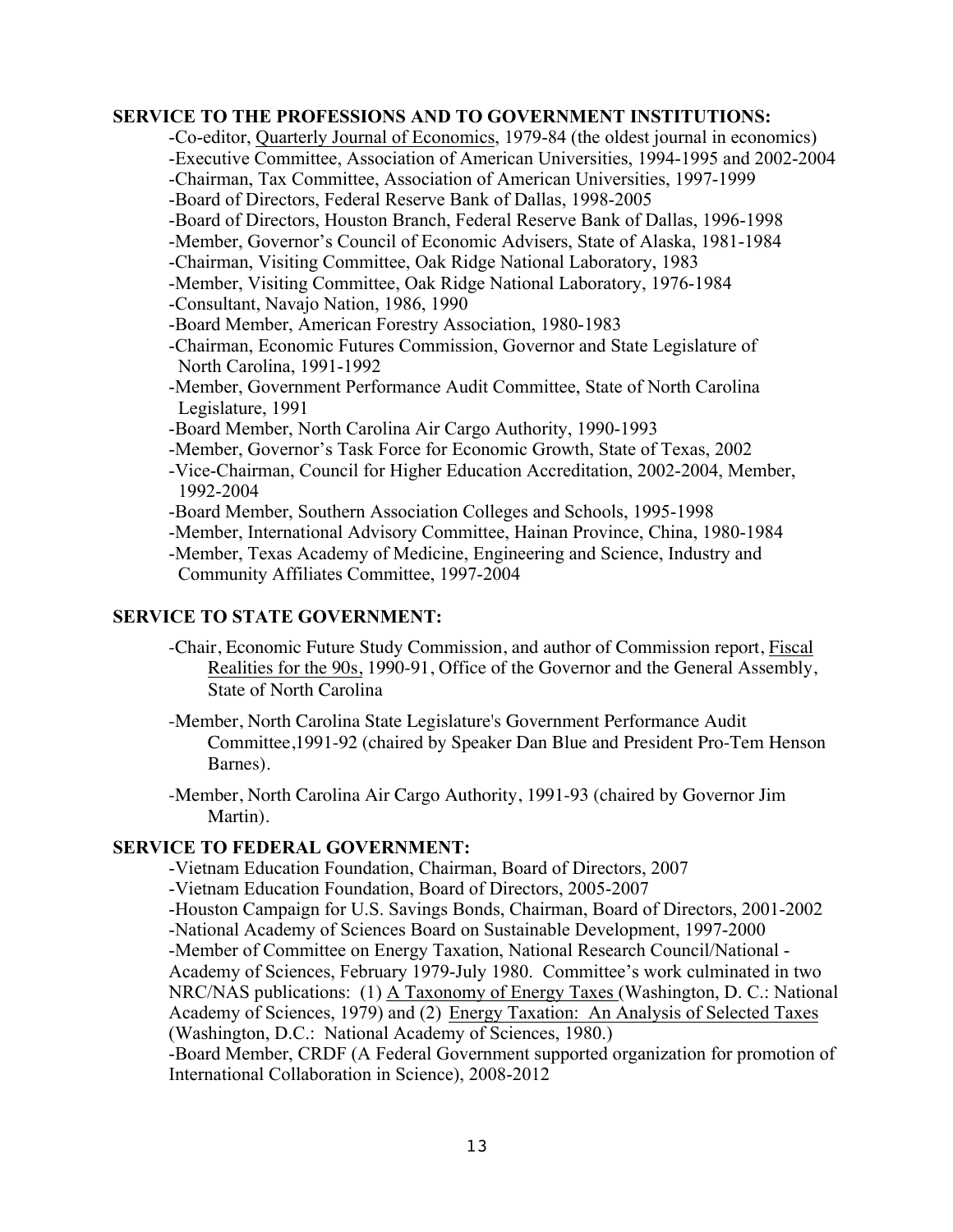**SERVICE TO THE PROFESSIONS AND TO GOVERNMENT INSTITUTIONS:**

- Co-editor, Quarterly Journal of Economics, 1979-84 (the oldest journal in economics)
- Executive Committee, Association of American Universities, 1994-1995 and 2002-2004
- Chairman, Tax Committee, Association of American Universities, 1997-1999
- Board of Directors, Federal Reserve Bank of Dallas, 1998-2005
- Board of Directors, Houston Branch, Federal Reserve Bank of Dallas, 1996-1998
- Member, Governor's Council of Economic Advisers, State of Alaska, 1981-1984
- Chairman, Visiting Committee, Oak Ridge National Laboratory, 1983
- Member, Visiting Committee, Oak Ridge National Laboratory, 1976-1984
- Consultant, Navajo Nation, 1986, 1990
- Board Member, American Forestry Association, 1980-1983
- Chairman, Economic Futures Commission, Governor and State Legislature of North Carolina, 1991-1992
- Member, Government Performance Audit Committee, State of North Carolina Legislature, 1991
- Board Member, North Carolina Air Cargo Authority, 1990-1993
- Member, Governor's Task Force for Economic Growth, State of Texas, 2002
- Vice-Chairman, Council for Higher Education Accreditation, 2002-2004, Member, 1992-2004
- Board Member, Southern Association Colleges and Schools, 1995-1998
- Member, International Advisory Committee, Hainan Province, China, 1980-1984
- Member, Texas Academy of Medicine, Engineering and Science, Industry and Community Affiliates Committee, 1997-2004

**SERVICE TO STATE GOVERNMENT:**

- Chair, Economic Future Study Commission, and author of Commission report, Fiscal Realities for the 90s, 1990-91, Office of the Governor and the General Assembly, State of North Carolina
- Member, North Carolina State Legislature's Government Performance Audit Committee,1991-92 (chaired by Speaker Dan Blue and President Pro-Tem Henson Barnes).
- Member, North Carolina Air Cargo Authority, 1991-93 (chaired by Governor Jim Martin).

**SERVICE TO FEDERAL GOVERNMENT:**

- Vietnam Education Foundation, Chairman, Board of Directors, 2007
- Vietnam Education Foundation, Board of Directors, 2005-2007
- Houston Campaign for U.S. Savings Bonds, Chairman, Board of Directors, 2001-2002
- National Academy of Sciences Board on Sustainable Development, 1997-2000
- Member of Committee on Energy Taxation, National Research Council/National - Academy of Sciences, February 1979-July 1980. Committee's work culminated in two NRC/NAS publications: (1) A Taxonomy of Energy Taxes (Washington, D. C.: National Academy of Sciences, 1979) and (2) Energy Taxation: An Analysis of Selected Taxes (Washington, D.C.: National Academy of Sciences, 1980.)
- Board Member, CRDF (A Federal Government supported organization for promotion of International Collaboration in Science), 2008-2012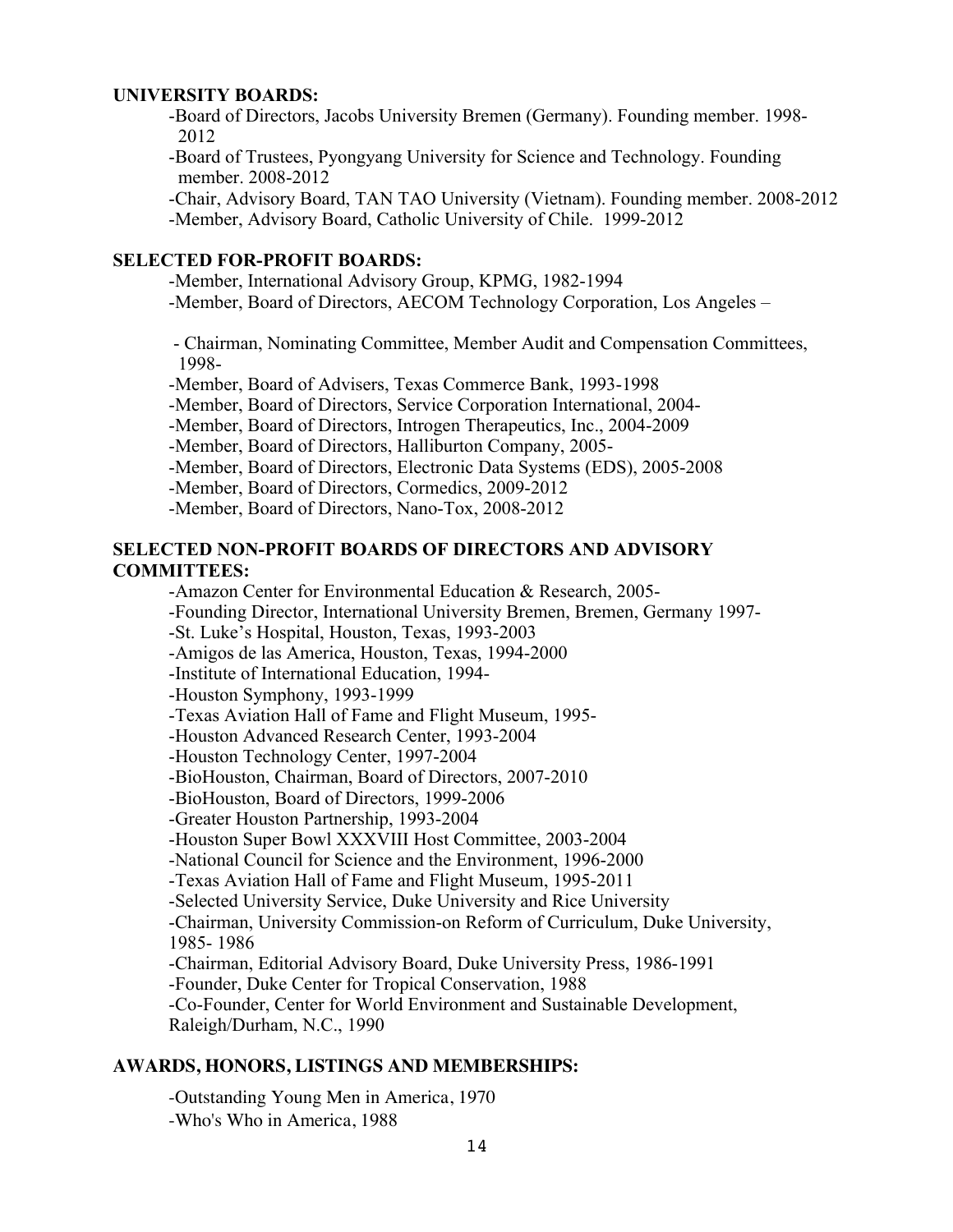**UNIVERSITY BOARDS:**

- Board of Directors, Jacobs University Bremen (Germany). Founding member. 1998-2012
- Board of Trustees, Pyongyang University for Science and Technology. Founding member. 2008-2012
- Chair, Advisory Board, TAN TAO University (Vietnam). Founding member. 2008-2012
- Member, Advisory Board, Catholic University of Chile. 1999-2012

**SELECTED FOR-PROFIT BOARDS:**

- Member, International Advisory Group, KPMG, 1982-1994
- Member, Board of Directors, AECOM Technology Corporation, Los Angeles –
- Chairman, Nominating Committee, Member Audit and Compensation Committees, 1998-
- Member, Board of Advisers, Texas Commerce Bank, 1993-1998
- Member, Board of Directors, Service Corporation International, 2004-
- Member, Board of Directors, Introgen Therapeutics, Inc., 2004-2009
- Member, Board of Directors, Halliburton Company, 2005-
- Member, Board of Directors, Electronic Data Systems (EDS), 2005-2008
- Member, Board of Directors, Cormedics, 2009-2012
- Member, Board of Directors, Nano-Tox, 2008-2012

**SELECTED NON-PROFIT BOARDS OF DIRECTORS AND ADVISORY COMMITTEES:**

- Amazon Center for Environmental Education & Research, 2005-
- Founding Director, International University Bremen, Bremen, Germany 1997-
- St. Luke's Hospital, Houston, Texas, 1993-2003
- Amigos de las America, Houston, Texas, 1994-2000
- Institute of International Education, 1994-
- Houston Symphony, 1993-1999
- Texas Aviation Hall of Fame and Flight Museum, 1995-
- Houston Advanced Research Center, 1993-2004
- Houston Technology Center, 1997-2004
- BioHouston, Chairman, Board of Directors, 2007-2010
- BioHouston, Board of Directors, 1999-2006
- Greater Houston Partnership, 1993-2004
- Houston Super Bowl XXXVIII Host Committee, 2003-2004
- National Council for Science and the Environment, 1996-2000
- Texas Aviation Hall of Fame and Flight Museum, 1995-2011
- Selected University Service, Duke University and Rice University
- Chairman, University Commission-on Reform of Curriculum, Duke University, 1985- 1986
- Chairman, Editorial Advisory Board, Duke University Press, 1986-1991
- Founder, Duke Center for Tropical Conservation, 1988
- Co-Founder, Center for World Environment and Sustainable Development, Raleigh/Durham, N.C., 1990

**AWARDS, HONORS, LISTINGS AND MEMBERSHIPS:**

- Outstanding Young Men in America, 1970
- Who's Who in America, 1988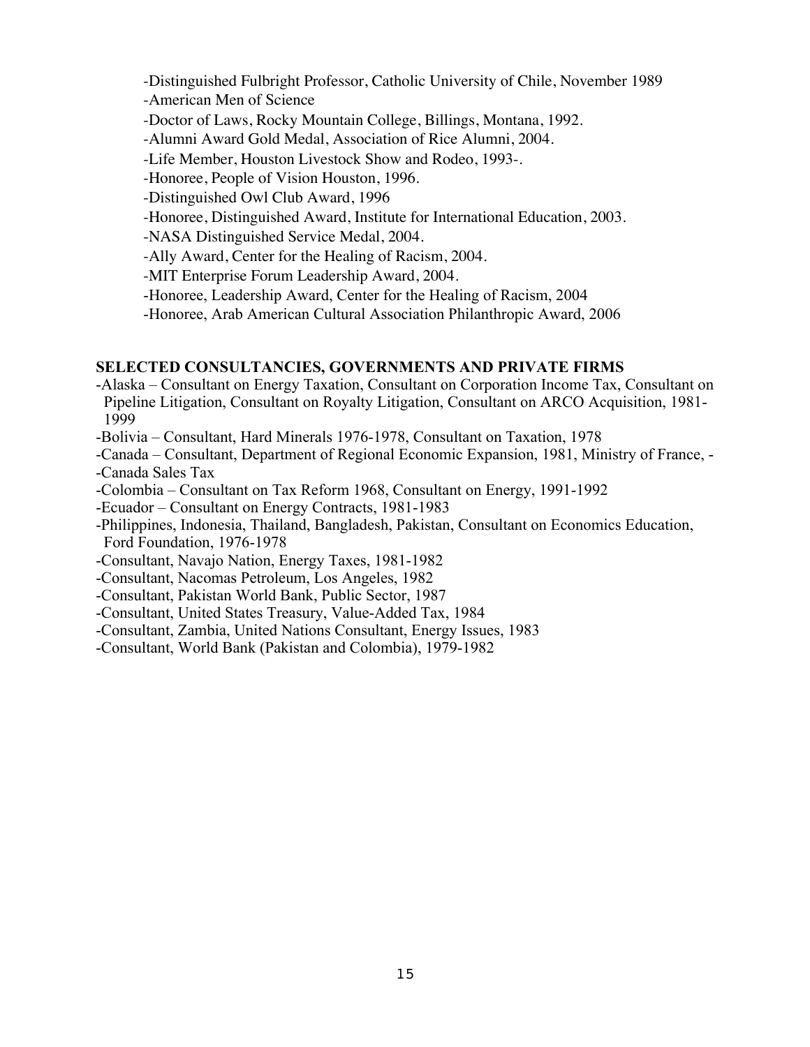-Distinguished Fulbright Professor, Catholic University of Chile, November 1989
-American Men of Science
-Doctor of Laws, Rocky Mountain College, Billings, Montana, 1992.
-Alumni Award Gold Medal, Association of Rice Alumni, 2004.
-Life Member, Houston Livestock Show and Rodeo, 1993-.
-Honoree, People of Vision Houston, 1996.
-Distinguished Owl Club Award, 1996
-Honoree, Distinguished Award, Institute for International Education, 2003.
-NASA Distinguished Service Medal, 2004.
-Ally Award, Center for the Healing of Racism, 2004.
-MIT Enterprise Forum Leadership Award, 2004.
-Honoree, Leadership Award, Center for the Healing of Racism, 2004
-Honoree, Arab American Cultural Association Philanthropic Award, 2006

**SELECTED CONSULTANCIES, GOVERNMENTS AND PRIVATE FIRMS**

-Alaska – Consultant on Energy Taxation, Consultant on Corporation Income Tax, Consultant on Pipeline Litigation, Consultant on Royalty Litigation, Consultant on ARCO Acquisition, 1981-1999
-Bolivia – Consultant, Hard Minerals 1976-1978, Consultant on Taxation, 1978
-Canada – Consultant, Department of Regional Economic Expansion, 1981, Ministry of France, -
-Canada Sales Tax
-Colombia – Consultant on Tax Reform 1968, Consultant on Energy, 1991-1992
-Ecuador – Consultant on Energy Contracts, 1981-1983
-Philippines, Indonesia, Thailand, Bangladesh, Pakistan, Consultant on Economics Education, Ford Foundation, 1976-1978
-Consultant, Navajo Nation, Energy Taxes, 1981-1982
-Consultant, Nacomas Petroleum, Los Angeles, 1982
-Consultant, Pakistan World Bank, Public Sector, 1987
-Consultant, United States Treasury, Value-Added Tax, 1984
-Consultant, Zambia, United Nations Consultant, Energy Issues, 1983
-Consultant, World Bank (Pakistan and Colombia), 1979-1982